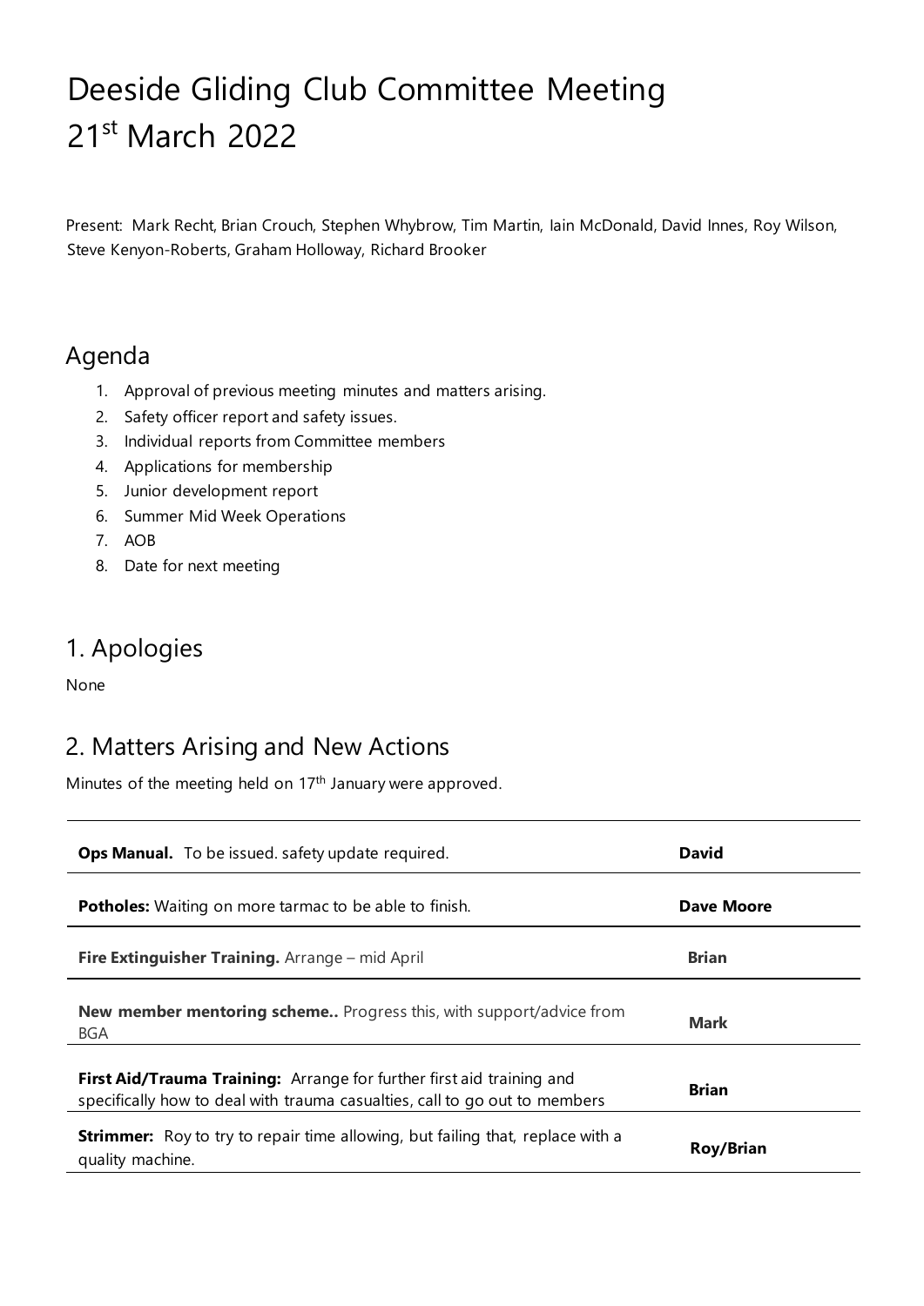# Deeside Gliding Club Committee Meeting 21st March 2022

Present: Mark Recht, Brian Crouch, Stephen Whybrow, Tim Martin, Iain McDonald, David Innes, Roy Wilson, Steve Kenyon-Roberts, Graham Holloway, Richard Brooker

## Agenda

1. Approval of previous meeting minutes and matters arising.
2. Safety officer report and safety issues.
3. Individual reports from Committee members
4. Applications for membership
5. Junior development report
6. Summer Mid Week Operations
7. AOB
8. Date for next meeting

## 1. Apologies

None

## 2. Matters Arising and New Actions

Minutes of the meeting held on 17th January were approved.

| | |
|---|---|
| **Ops Manual.** To be issued. safety update required. | **David** |
| **Potholes:** Waiting on more tarmac to be able to finish. | **Dave Moore** |
| **Fire Extinguisher Training.** Arrange – mid April | **Brian** |
| **New member mentoring scheme..** Progress this, with support/advice from BGA | **Mark** |
| **First Aid/Trauma Training:** Arrange for further first aid training and specifically how to deal with trauma casualties, call to go out to members | **Brian** |
| **Strimmer:** Roy to try to repair time allowing, but failing that, replace with a quality machine. | **Roy/Brian** |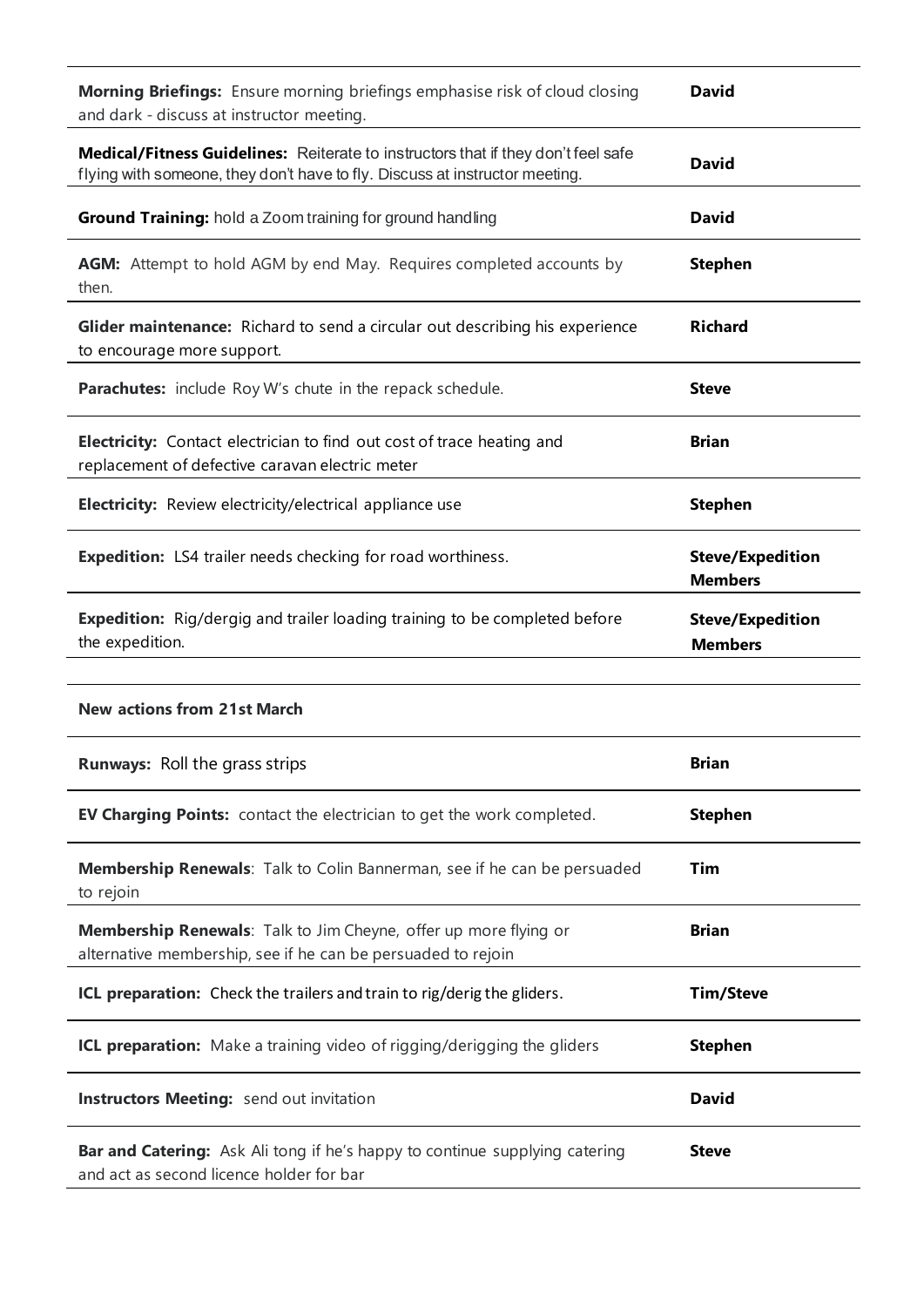| | |
|---|---|
| **Morning Briefings:** Ensure morning briefings emphasise risk of cloud closing and dark - discuss at instructor meeting. | **David** |
| **Medical/Fitness Guidelines:** Reiterate to instructors that if they don't feel safe flying with someone, they don't have to fly. Discuss at instructor meeting. | **David** |
| **Ground Training:** hold a Zoom training for ground handling | **David** |
| **AGM:** Attempt to hold AGM by end May. Requires completed accounts by then. | **Stephen** |
| **Glider maintenance:** Richard to send a circular out describing his experience to encourage more support. | **Richard** |
| **Parachutes:** include Roy W's chute in the repack schedule. | **Steve** |
| **Electricity:** Contact electrician to find out cost of trace heating and replacement of defective caravan electric meter | **Brian** |
| **Electricity:** Review electricity/electrical appliance use | **Stephen** |
| **Expedition:** LS4 trailer needs checking for road worthiness. | **Steve/Expedition Members** |
| **Expedition:** Rig/dergig and trailer loading training to be completed before the expedition. | **Steve/Expedition Members** |

**New actions from 21st March**

| | |
|---|---|
| **Runways:** Roll the grass strips | **Brian** |
| **EV Charging Points:** contact the electrician to get the work completed. | **Stephen** |
| **Membership Renewals**: Talk to Colin Bannerman, see if he can be persuaded to rejoin | **Tim** |
| **Membership Renewals**: Talk to Jim Cheyne, offer up more flying or alternative membership, see if he can be persuaded to rejoin | **Brian** |
| **ICL preparation:** Check the trailers and train to rig/derig the gliders. | **Tim/Steve** |
| **ICL preparation:** Make a training video of rigging/derigging the gliders | **Stephen** |
| **Instructors Meeting:** send out invitation | **David** |
| **Bar and Catering:** Ask Ali tong if he's happy to continue supplying catering and act as second licence holder for bar | **Steve** |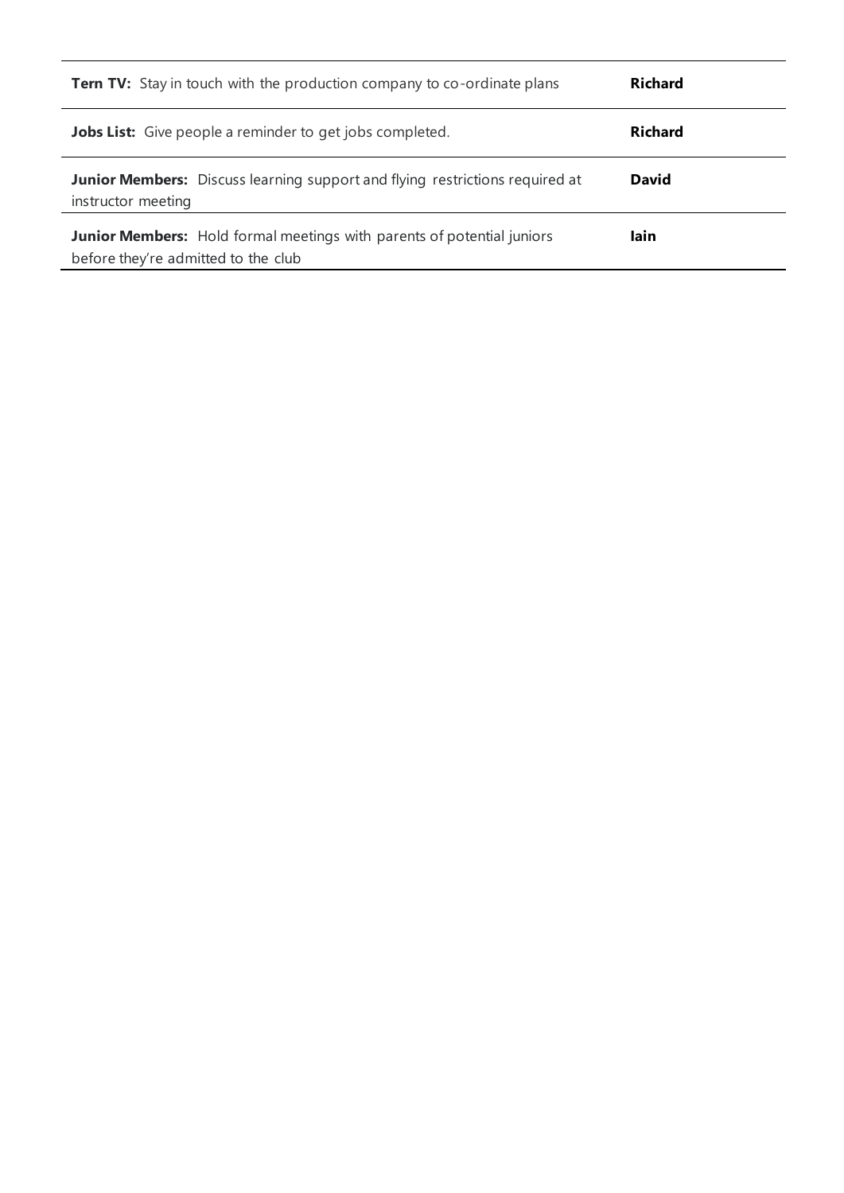| | |
|---|---|
| **Tern TV:** Stay in touch with the production company to co-ordinate plans | **Richard** |
| **Jobs List:** Give people a reminder to get jobs completed. | **Richard** |
| **Junior Members:** Discuss learning support and flying restrictions required at instructor meeting | **David** |
| **Junior Members:** Hold formal meetings with parents of potential juniors before they're admitted to the club | **Iain** |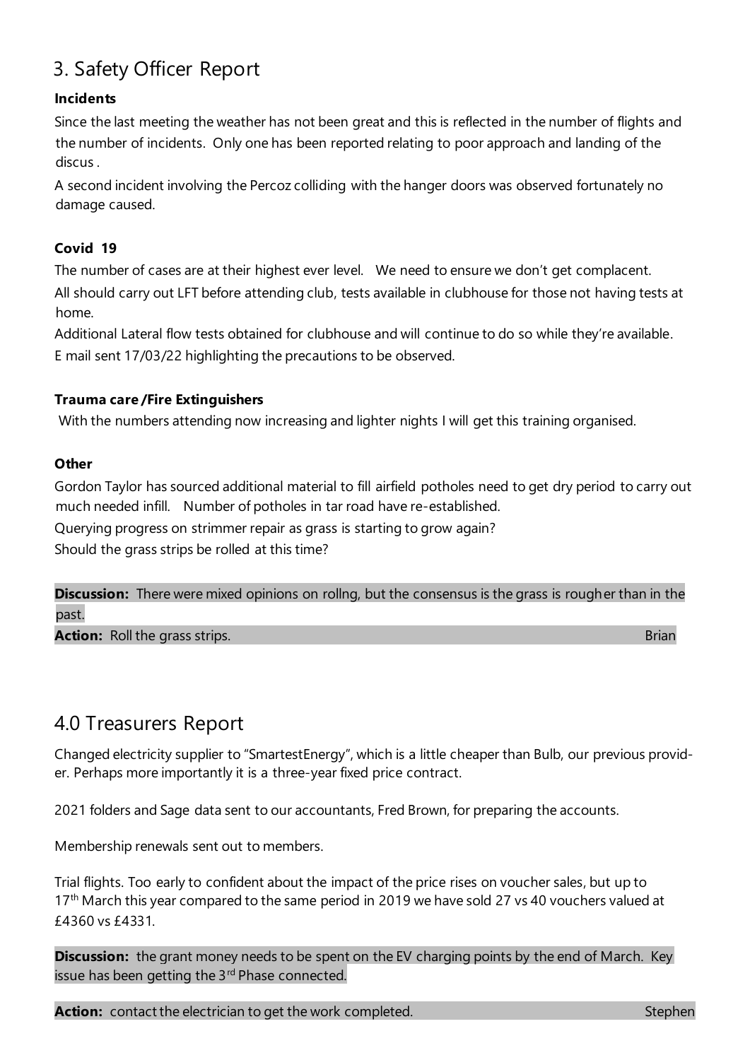## 3. Safety Officer Report

**Incidents**

Since the last meeting the weather has not been great and this is reflected in the number of flights and the number of incidents. Only one has been reported relating to poor approach and landing of the discus .

A second incident involving the Percoz colliding with the hanger doors was observed fortunately no damage caused.

**Covid 19**

The number of cases are at their highest ever level. We need to ensure we don't get complacent.

All should carry out LFT before attending club, tests available in clubhouse for those not having tests at home.

Additional Lateral flow tests obtained for clubhouse and will continue to do so while they're available.

E mail sent 17/03/22 highlighting the precautions to be observed.

**Trauma care /Fire Extinguishers**

With the numbers attending now increasing and lighter nights I will get this training organised.

**Other**

Gordon Taylor has sourced additional material to fill airfield potholes need to get dry period to carry out much needed infill. Number of potholes in tar road have re-established.

Querying progress on strimmer repair as grass is starting to grow again?

Should the grass strips be rolled at this time?

**Discussion:** There were mixed opinions on rollng, but the consensus is the grass is rougher than in the past.

**Action:** Roll the grass strips. Brian

## 4.0 Treasurers Report

Changed electricity supplier to "SmartestEnergy", which is a little cheaper than Bulb, our previous provider. Perhaps more importantly it is a three-year fixed price contract.

2021 folders and Sage data sent to our accountants, Fred Brown, for preparing the accounts.

Membership renewals sent out to members.

Trial flights. Too early to confident about the impact of the price rises on voucher sales, but up to 17th March this year compared to the same period in 2019 we have sold 27 vs 40 vouchers valued at £4360 vs £4331.

**Discussion:** the grant money needs to be spent on the EV charging points by the end of March. Key issue has been getting the 3rd Phase connected.

**Action:** contact the electrician to get the work completed. Stephen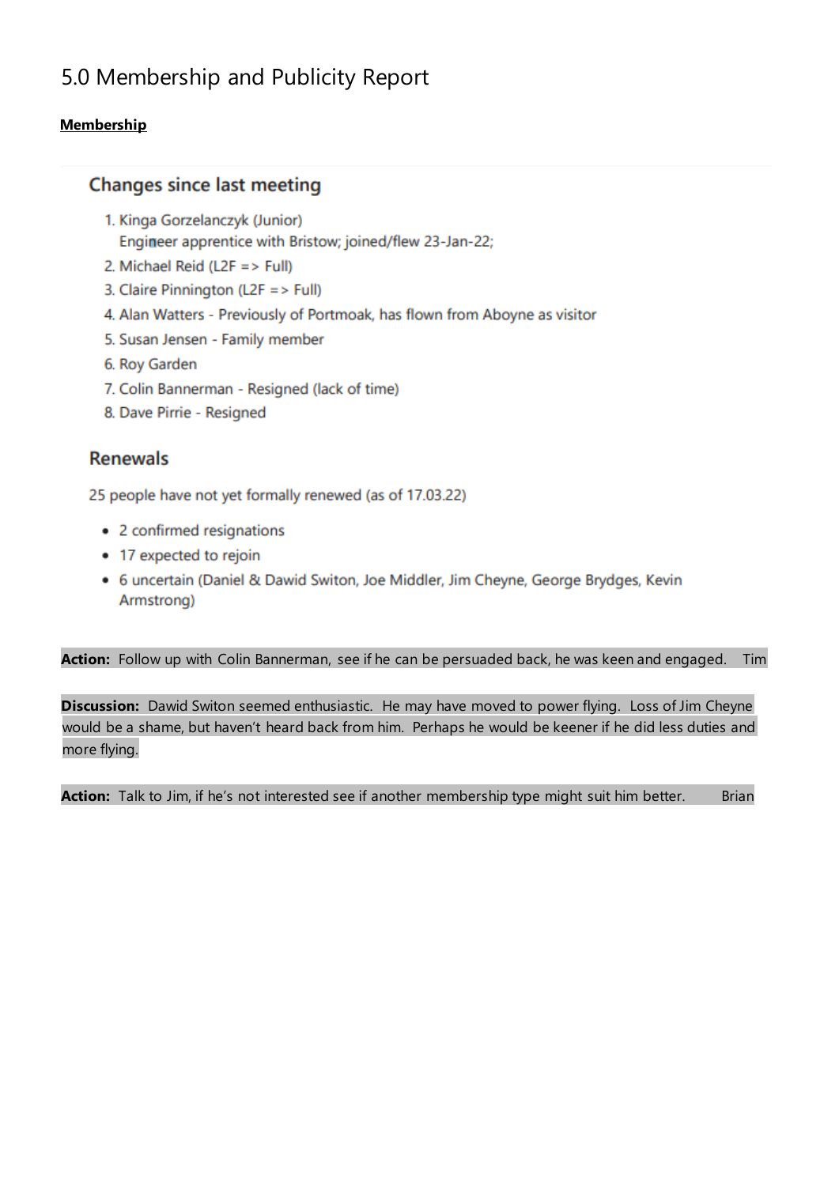# 5.0 Membership and Publicity Report

**Membership**

## Changes since last meeting

1. Kinga Gorzelanczyk (Junior)
   Engineer apprentice with Bristow; joined/flew 23-Jan-22;
2. Michael Reid (L2F => Full)
3. Claire Pinnington (L2F => Full)
4. Alan Watters - Previously of Portmoak, has flown from Aboyne as visitor
5. Susan Jensen - Family member
6. Roy Garden
7. Colin Bannerman - Resigned (lack of time)
8. Dave Pirrie - Resigned

## Renewals

25 people have not yet formally renewed (as of 17.03.22)

- 2 confirmed resignations
- 17 expected to rejoin
- 6 uncertain (Daniel & Dawid Switon, Joe Middler, Jim Cheyne, George Brydges, Kevin Armstrong)

**Action:** Follow up with Colin Bannerman, see if he can be persuaded back, he was keen and engaged. Tim

**Discussion:** Dawid Switon seemed enthusiastic. He may have moved to power flying. Loss of Jim Cheyne would be a shame, but haven't heard back from him. Perhaps he would be keener if he did less duties and more flying.

**Action:** Talk to Jim, if he's not interested see if another membership type might suit him better. Brian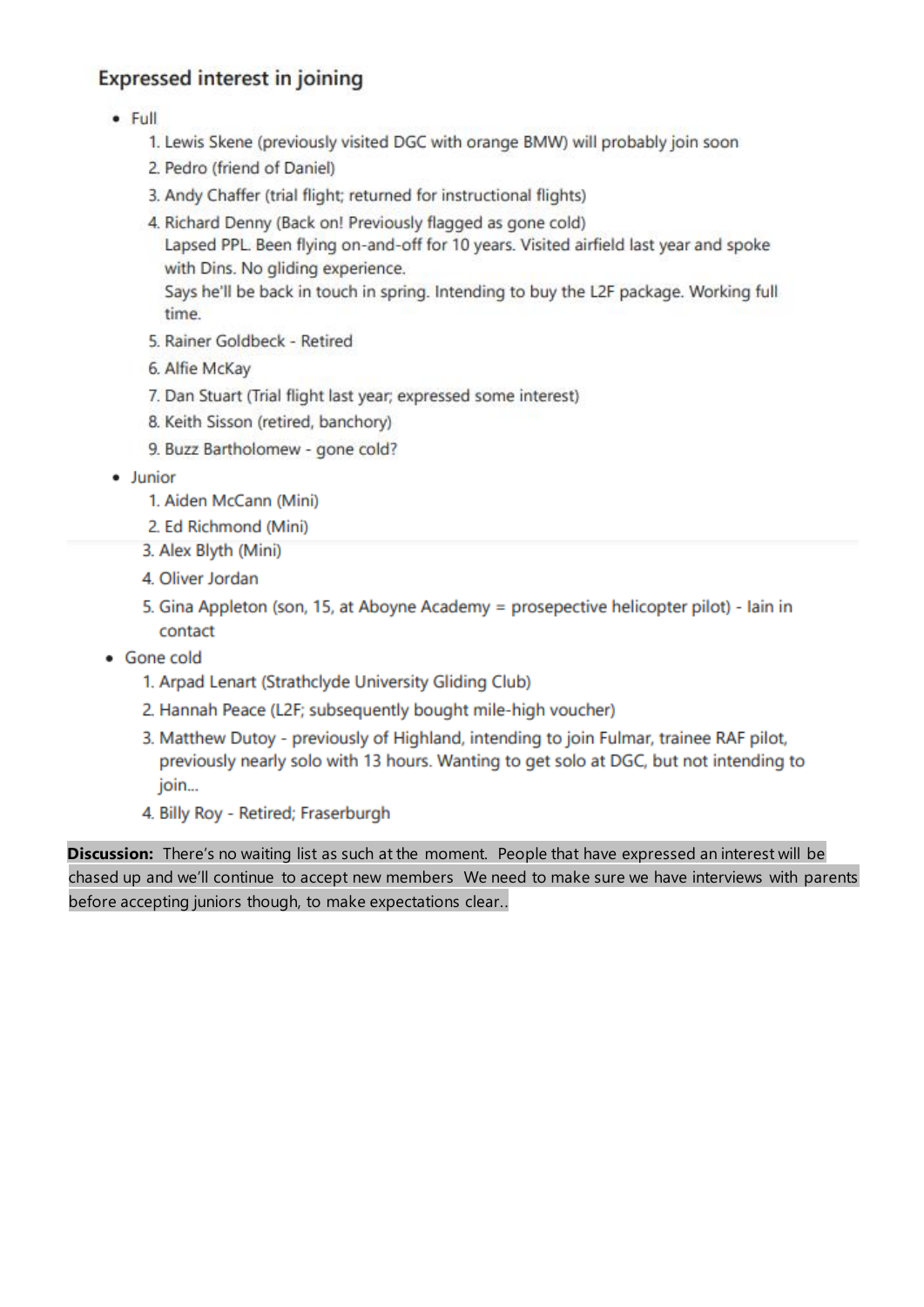## Expressed interest in joining

- Full
  1. Lewis Skene (previously visited DGC with orange BMW) will probably join soon
  2. Pedro (friend of Daniel)
  3. Andy Chaffer (trial flight; returned for instructional flights)
  4. Richard Denny (Back on! Previously flagged as gone cold)
     Lapsed PPL. Been flying on-and-off for 10 years. Visited airfield last year and spoke with Dins. No gliding experience.
     Says he'll be back in touch in spring. Intending to buy the L2F package. Working full time.
  5. Rainer Goldbeck - Retired
  6. Alfie McKay
  7. Dan Stuart (Trial flight last year; expressed some interest)
  8. Keith Sisson (retired, banchory)
  9. Buzz Bartholomew - gone cold?
- Junior
  1. Aiden McCann (Mini)
  2. Ed Richmond (Mini)
  3. Alex Blyth (Mini)
  4. Oliver Jordan
  5. Gina Appleton (son, 15, at Aboyne Academy = prosepective helicopter pilot) - Iain in contact
- Gone cold
  1. Arpad Lenart (Strathclyde University Gliding Club)
  2. Hannah Peace (L2F; subsequently bought mile-high voucher)
  3. Matthew Dutoy - previously of Highland, intending to join Fulmar, trainee RAF pilot, previously nearly solo with 13 hours. Wanting to get solo at DGC, but not intending to join...
  4. Billy Roy - Retired; Fraserburgh

**Discussion:** There's no waiting list as such at the moment. People that have expressed an interest will be chased up and we'll continue to accept new members We need to make sure we have interviews with parents before accepting juniors though, to make expectations clear..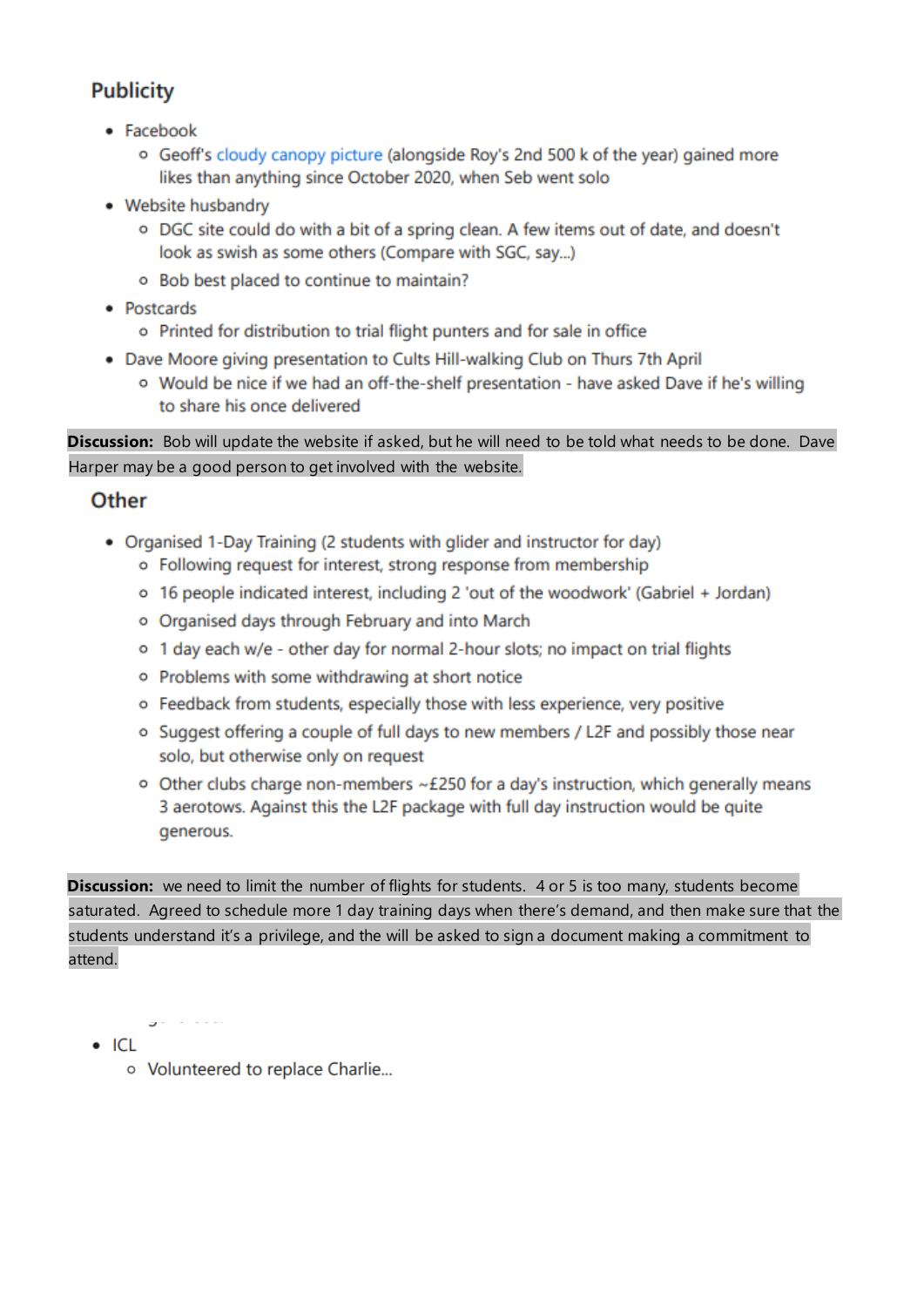## Publicity

- Facebook
  - Geoff's cloudy canopy picture (alongside Roy's 2nd 500 k of the year) gained more likes than anything since October 2020, when Seb went solo
- Website husbandry
  - DGC site could do with a bit of a spring clean. A few items out of date, and doesn't look as swish as some others (Compare with SGC, say...)
  - Bob best placed to continue to maintain?
- Postcards
  - Printed for distribution to trial flight punters and for sale in office
- Dave Moore giving presentation to Cults Hill-walking Club on Thurs 7th April
  - Would be nice if we had an off-the-shelf presentation - have asked Dave if he's willing to share his once delivered

**Discussion:** Bob will update the website if asked, but he will need to be told what needs to be done. Dave Harper may be a good person to get involved with the website.

## Other

- Organised 1-Day Training (2 students with glider and instructor for day)
  - Following request for interest, strong response from membership
  - 16 people indicated interest, including 2 'out of the woodwork' (Gabriel + Jordan)
  - Organised days through February and into March
  - 1 day each w/e - other day for normal 2-hour slots; no impact on trial flights
  - Problems with some withdrawing at short notice
  - Feedback from students, especially those with less experience, very positive
  - Suggest offering a couple of full days to new members / L2F and possibly those near solo, but otherwise only on request
  - Other clubs charge non-members ~£250 for a day's instruction, which generally means 3 aerotows. Against this the L2F package with full day instruction would be quite generous.

**Discussion:** we need to limit the number of flights for students. 4 or 5 is too many, students become saturated. Agreed to schedule more 1 day training days when there's demand, and then make sure that the students understand it's a privilege, and the will be asked to sign a document making a commitment to attend.

- ICL
  - Volunteered to replace Charlie...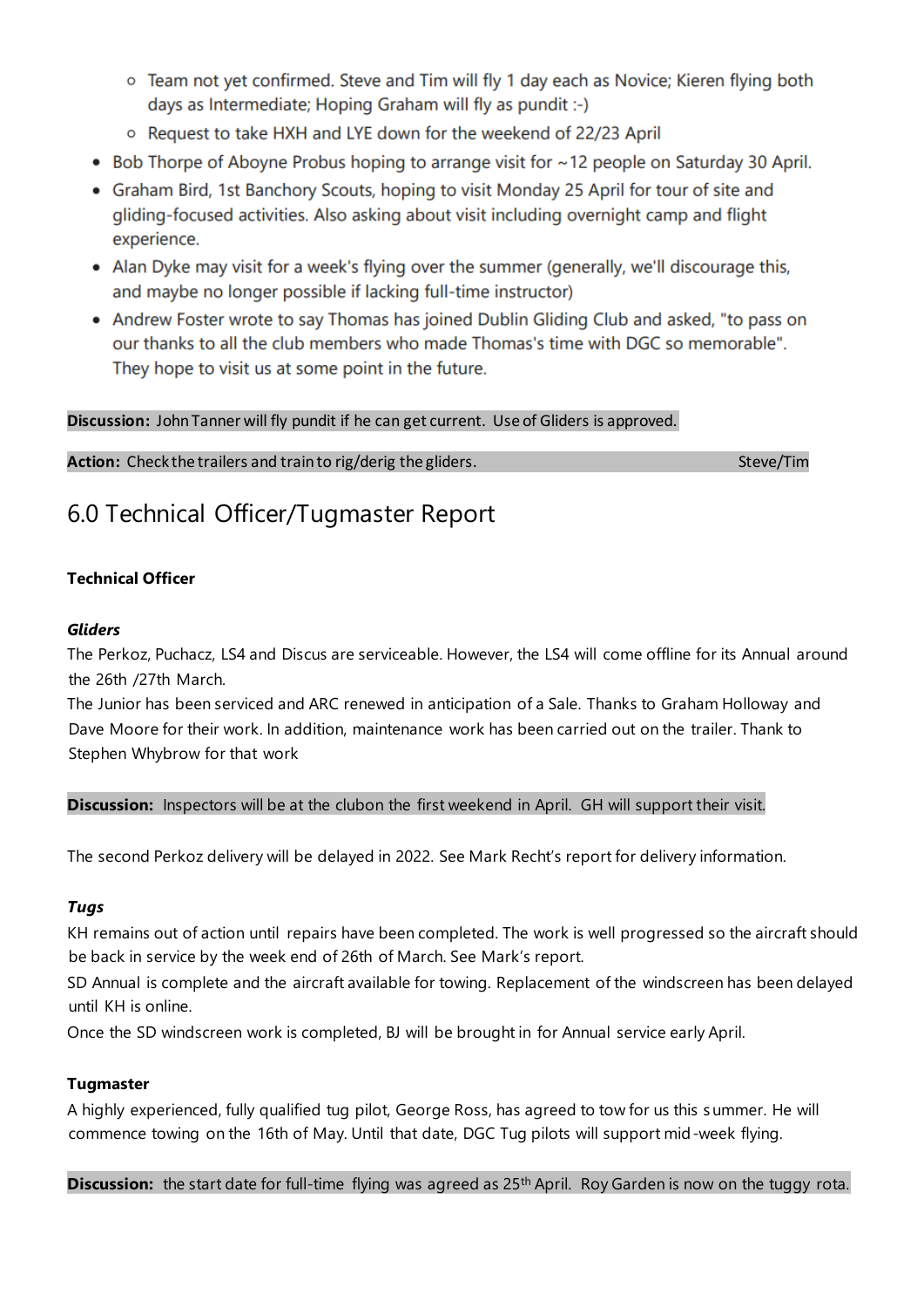- Team not yet confirmed. Steve and Tim will fly 1 day each as Novice; Kieren flying both days as Intermediate; Hoping Graham will fly as pundit :-)
    - Request to take HXH and LYE down for the weekend of 22/23 April
- Bob Thorpe of Aboyne Probus hoping to arrange visit for ~12 people on Saturday 30 April.
- Graham Bird, 1st Banchory Scouts, hoping to visit Monday 25 April for tour of site and gliding-focused activities. Also asking about visit including overnight camp and flight experience.
- Alan Dyke may visit for a week's flying over the summer (generally, we'll discourage this, and maybe no longer possible if lacking full-time instructor)
- Andrew Foster wrote to say Thomas has joined Dublin Gliding Club and asked, "to pass on our thanks to all the club members who made Thomas's time with DGC so memorable". They hope to visit us at some point in the future.

**Discussion:** John Tanner will fly pundit if he can get current. Use of Gliders is approved.

**Action:** Check the trailers and train to rig/derig the gliders. Steve/Tim

# 6.0 Technical Officer/Tugmaster Report

**Technical Officer**

***Gliders***

The Perkoz, Puchacz, LS4 and Discus are serviceable. However, the LS4 will come offline for its Annual around the 26th /27th March.

The Junior has been serviced and ARC renewed in anticipation of a Sale. Thanks to Graham Holloway and Dave Moore for their work. In addition, maintenance work has been carried out on the trailer. Thank to Stephen Whybrow for that work

**Discussion:** Inspectors will be at the clubon the first weekend in April. GH will support their visit.

The second Perkoz delivery will be delayed in 2022. See Mark Recht's report for delivery information.

***Tugs***

KH remains out of action until repairs have been completed. The work is well progressed so the aircraft should be back in service by the week end of 26th of March. See Mark's report.

SD Annual is complete and the aircraft available for towing. Replacement of the windscreen has been delayed until KH is online.

Once the SD windscreen work is completed, BJ will be brought in for Annual service early April.

**Tugmaster**

A highly experienced, fully qualified tug pilot, George Ross, has agreed to tow for us this summer. He will commence towing on the 16th of May. Until that date, DGC Tug pilots will support mid-week flying.

**Discussion:** the start date for full-time flying was agreed as 25th April. Roy Garden is now on the tuggy rota.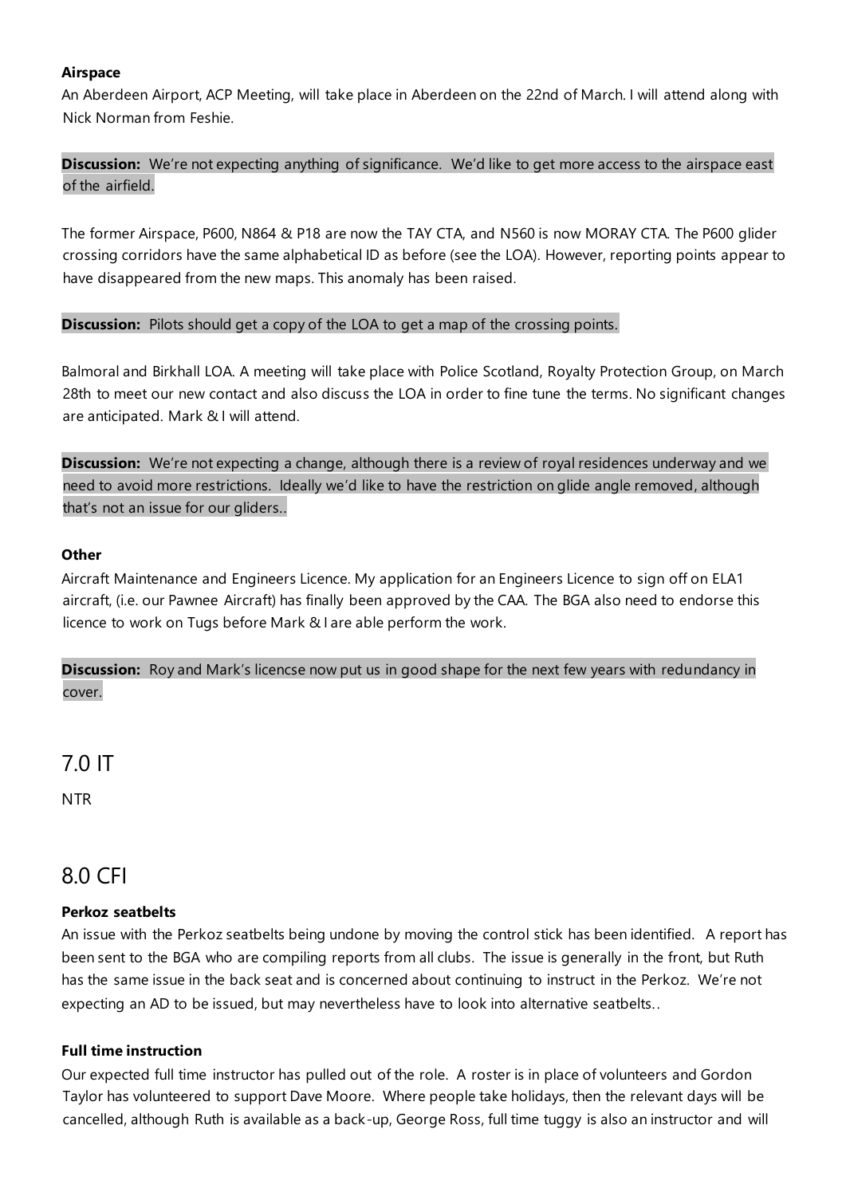**Airspace**

An Aberdeen Airport, ACP Meeting, will take place in Aberdeen on the 22nd of March. I will attend along with Nick Norman from Feshie.

**Discussion:** We're not expecting anything of significance. We'd like to get more access to the airspace east of the airfield.

The former Airspace, P600, N864 & P18 are now the TAY CTA, and N560 is now MORAY CTA. The P600 glider crossing corridors have the same alphabetical ID as before (see the LOA). However, reporting points appear to have disappeared from the new maps. This anomaly has been raised.

**Discussion:** Pilots should get a copy of the LOA to get a map of the crossing points.

Balmoral and Birkhall LOA. A meeting will take place with Police Scotland, Royalty Protection Group, on March 28th to meet our new contact and also discuss the LOA in order to fine tune the terms. No significant changes are anticipated. Mark & I will attend.

**Discussion:** We're not expecting a change, although there is a review of royal residences underway and we need to avoid more restrictions. Ideally we'd like to have the restriction on glide angle removed, although that's not an issue for our gliders..

**Other**

Aircraft Maintenance and Engineers Licence. My application for an Engineers Licence to sign off on ELA1 aircraft, (i.e. our Pawnee Aircraft) has finally been approved by the CAA. The BGA also need to endorse this licence to work on Tugs before Mark & I are able perform the work.

**Discussion:** Roy and Mark's licencse now put us in good shape for the next few years with redundancy in cover.

# 7.0 IT

NTR

# 8.0 CFI

**Perkoz seatbelts**

An issue with the Perkoz seatbelts being undone by moving the control stick has been identified. A report has been sent to the BGA who are compiling reports from all clubs. The issue is generally in the front, but Ruth has the same issue in the back seat and is concerned about continuing to instruct in the Perkoz. We're not expecting an AD to be issued, but may nevertheless have to look into alternative seatbelts..

**Full time instruction**

Our expected full time instructor has pulled out of the role. A roster is in place of volunteers and Gordon Taylor has volunteered to support Dave Moore. Where people take holidays, then the relevant days will be cancelled, although Ruth is available as a back-up, George Ross, full time tuggy is also an instructor and will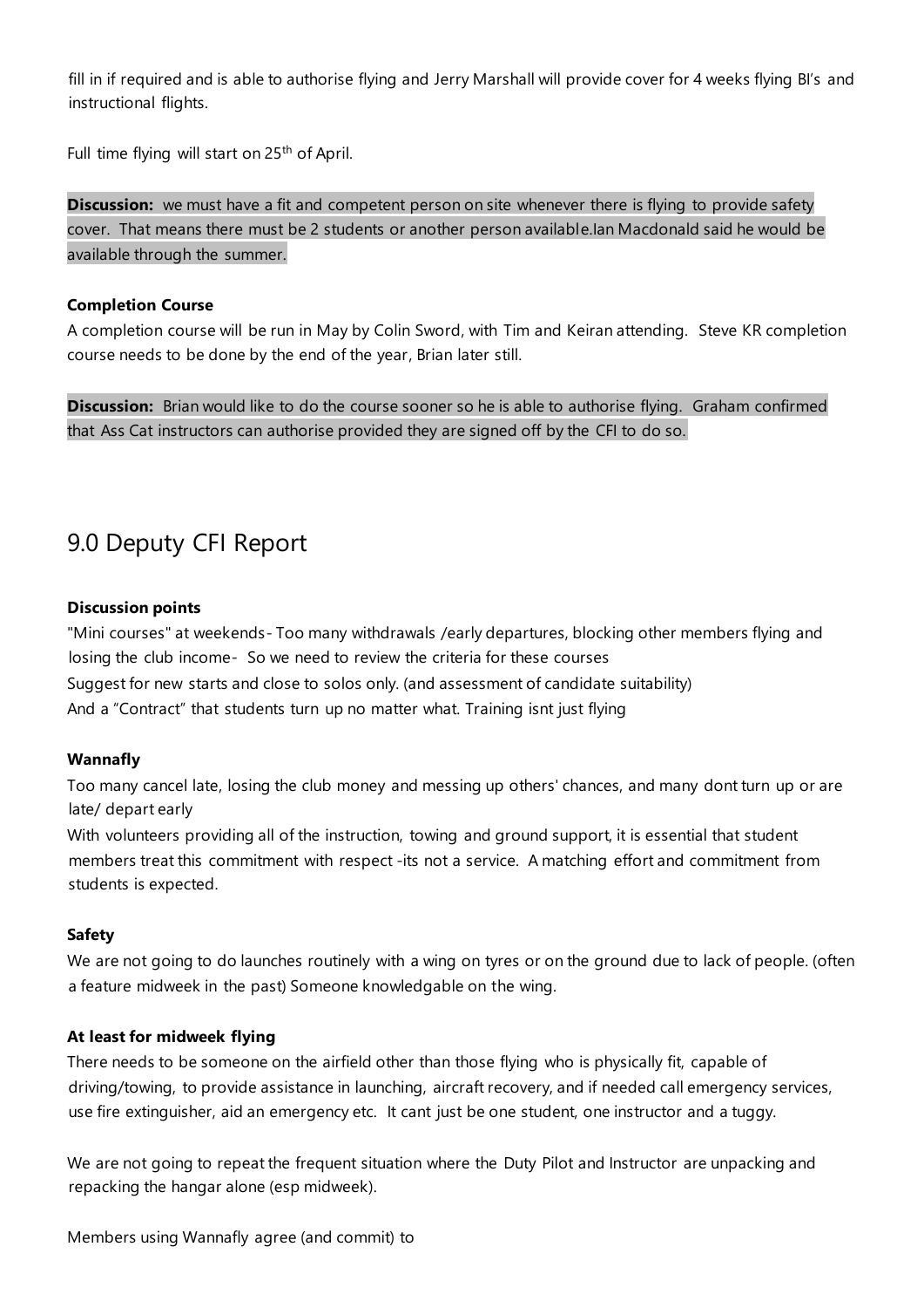fill in if required and is able to authorise flying and Jerry Marshall will provide cover for 4 weeks flying BI's and instructional flights.

Full time flying will start on 25th of April.

**Discussion:** we must have a fit and competent person on site whenever there is flying to provide safety cover. That means there must be 2 students or another person availabl e.Ian Macdonald said he would be available through the summer.

**Completion Course**

A completion course will be run in May by Colin Sword, with Tim and Keiran attending. Steve KR completion course needs to be done by the end of the year, Brian later still.

**Discussion:** Brian would like to do the course sooner so he is able to authorise flying. Graham confirmed that Ass Cat instructors can authorise provided they are signed off by the CFI to do so.

## 9.0 Deputy CFI Report

**Discussion points**

"Mini courses" at weekends - Too many withdrawals /early departures, blocking other members flying and losing the club income - So we need to review the criteria for these courses

Suggest for new starts and close to solos only. (and assessment of candidate suitability)

And a "Contract" that students turn up no matter what. Training isnt just flying

**Wannafly**

Too many cancel late, losing the club money and messing up others' chances, and many dont turn up or are late/ depart early

With volunteers providing all of the instruction, towing and ground support, it is essential that student members treat this commitment with respect -its not a service. A matching effort and commitment from students is expected.

**Safety**

We are not going to do launches routinely with a wing on tyres or on the ground due to lack of people. (often a feature midweek in the past) Someone knowledgable on the wing.

**At least for midweek flying**

There needs to be someone on the airfield other than those flying who is physically fit, capable of driving/towing, to provide assistance in launching, aircraft recovery, and if needed call emergency services, use fire extinguisher, aid an emergency etc. It cant just be one student, one instructor and a tuggy.

We are not going to repeat the frequent situation where the Duty Pilot and Instructor are unpacking and repacking the hangar alone (esp midweek).

Members using Wannafly agree (and commit) to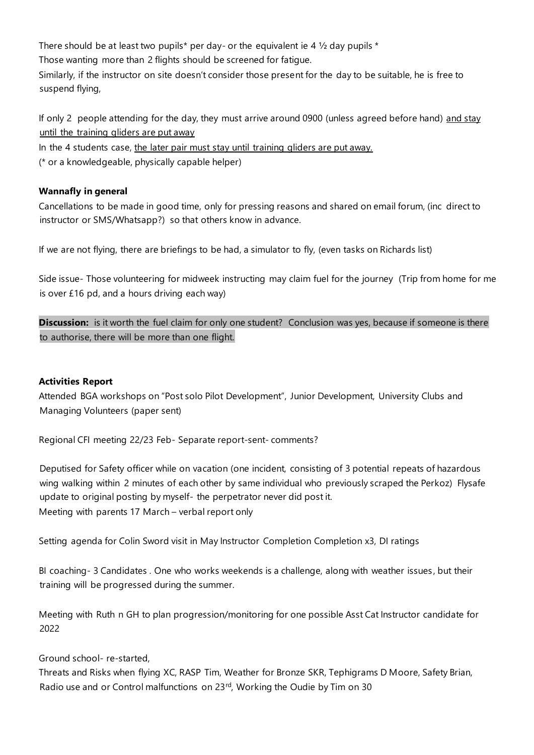There should be at least two pupils* per day- or the equivalent ie 4 ½ day pupils *
Those wanting more than 2 flights should be screened for fatigue.
Similarly, if the instructor on site doesn't consider those present for the day to be suitable, he is free to suspend flying,

If only 2 people attending for the day, they must arrive around 0900 (unless agreed before hand) <u>and stay until the training gliders are put away</u>
In the 4 students case, <u>the later pair must stay until training gliders are put away.</u>
(* or a knowledgeable, physically capable helper)

**Wannafly in general**

Cancellations to be made in good time, only for pressing reasons and shared on email forum, (inc direct to instructor or SMS/Whatsapp?) so that others know in advance.

If we are not flying, there are briefings to be had, a simulator to fly, (even tasks on Richards list)

Side issue- Those volunteering for midweek instructing may claim fuel for the journey (Trip from home for me is over £16 pd, and a hours driving each way)

**Discussion:** is it worth the fuel claim for only one student? Conclusion was yes, because if someone is there to authorise, there will be more than one flight.

**Activities Report**

Attended BGA workshops on "Post solo Pilot Development", Junior Development, University Clubs and Managing Volunteers (paper sent)

Regional CFI meeting 22/23 Feb- Separate report-sent- comments?

Deputised for Safety officer while on vacation (one incident, consisting of 3 potential repeats of hazardous wing walking within 2 minutes of each other by same individual who previously scraped the Perkoz) Flysafe update to original posting by myself- the perpetrator never did post it.
Meeting with parents 17 March – verbal report only

Setting agenda for Colin Sword visit in May Instructor Completion Completion x3, DI ratings

BI coaching- 3 Candidates . One who works weekends is a challenge, along with weather issues, but their training will be progressed during the summer.

Meeting with Ruth n GH to plan progression/monitoring for one possible Asst Cat Instructor candidate for 2022

Ground school- re-started,
Threats and Risks when flying XC, RASP Tim, Weather for Bronze SKR, Tephigrams D Moore, Safety Brian, Radio use and or Control malfunctions on 23rd, Working the Oudie by Tim on 30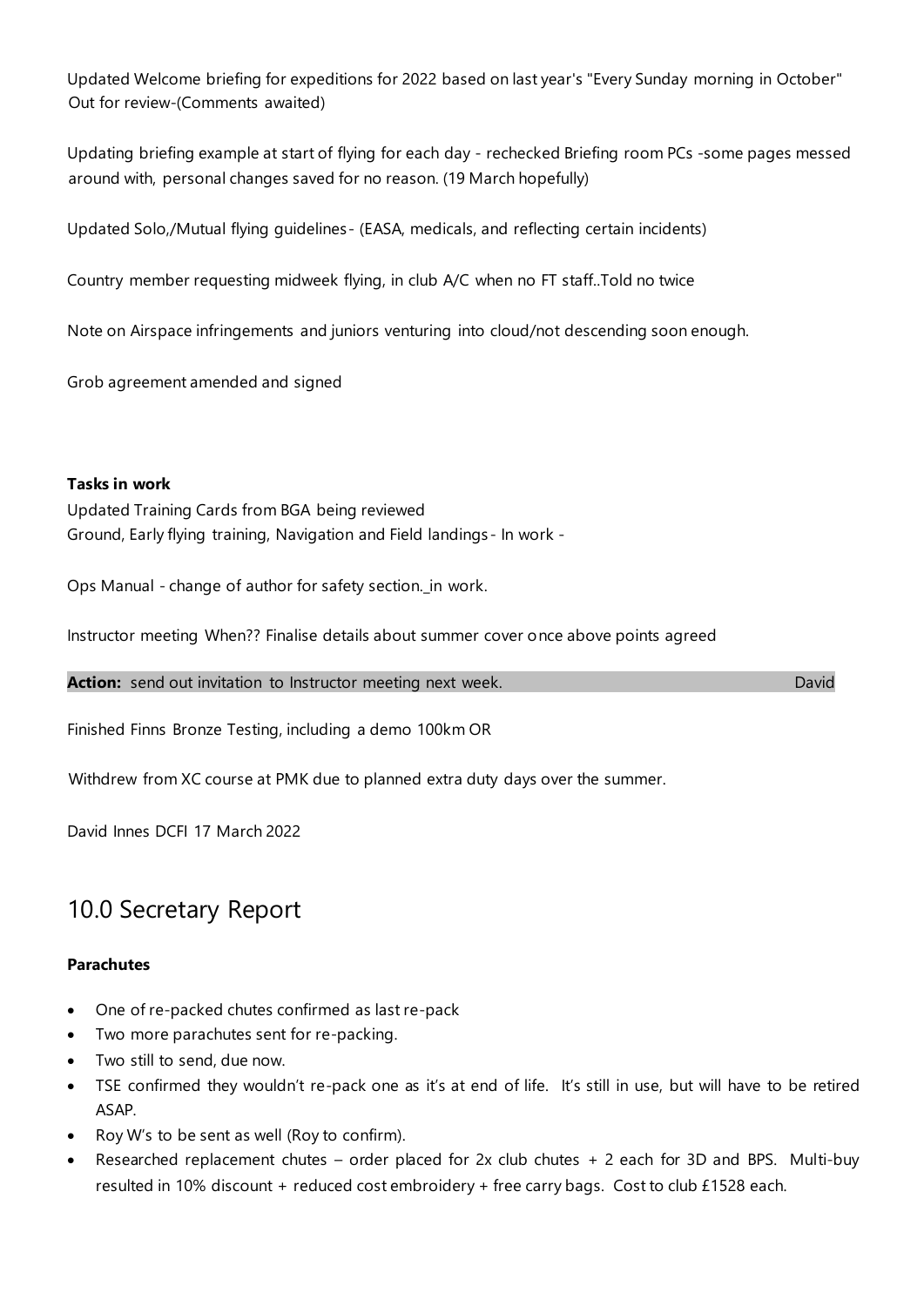Updated Welcome briefing for expeditions for 2022 based on last year's "Every Sunday morning in October" Out for review-(Comments awaited)

Updating briefing example at start of flying for each day - rechecked Briefing room PCs -some pages messed around with, personal changes saved for no reason. (19 March hopefully)

Updated Solo,/Mutual flying guidelines - (EASA, medicals, and reflecting certain incidents)

Country member requesting midweek flying, in club A/C when no FT staff..Told no twice

Note on Airspace infringements and juniors venturing into cloud/not descending soon enough.

Grob agreement amended and signed

**Tasks in work**

Updated Training Cards from BGA being reviewed
Ground, Early flying training, Navigation and Field landings - In work -

Ops Manual - change of author for safety section._in work.

Instructor meeting When?? Finalise details about summer cover once above points agreed

**Action:** send out invitation to Instructor meeting next week. David

Finished Finns Bronze Testing, including a demo 100km OR

Withdrew from XC course at PMK due to planned extra duty days over the summer.

David Innes DCFI 17 March 2022

## 10.0 Secretary Report

**Parachutes**

- One of re-packed chutes confirmed as last re-pack
- Two more parachutes sent for re-packing.
- Two still to send, due now.
- TSE confirmed they wouldn't re-pack one as it's at end of life. It's still in use, but will have to be retired ASAP.
- Roy W's to be sent as well (Roy to confirm).
- Researched replacement chutes – order placed for 2x club chutes + 2 each for 3D and BPS. Multi-buy resulted in 10% discount + reduced cost embroidery + free carry bags. Cost to club £1528 each.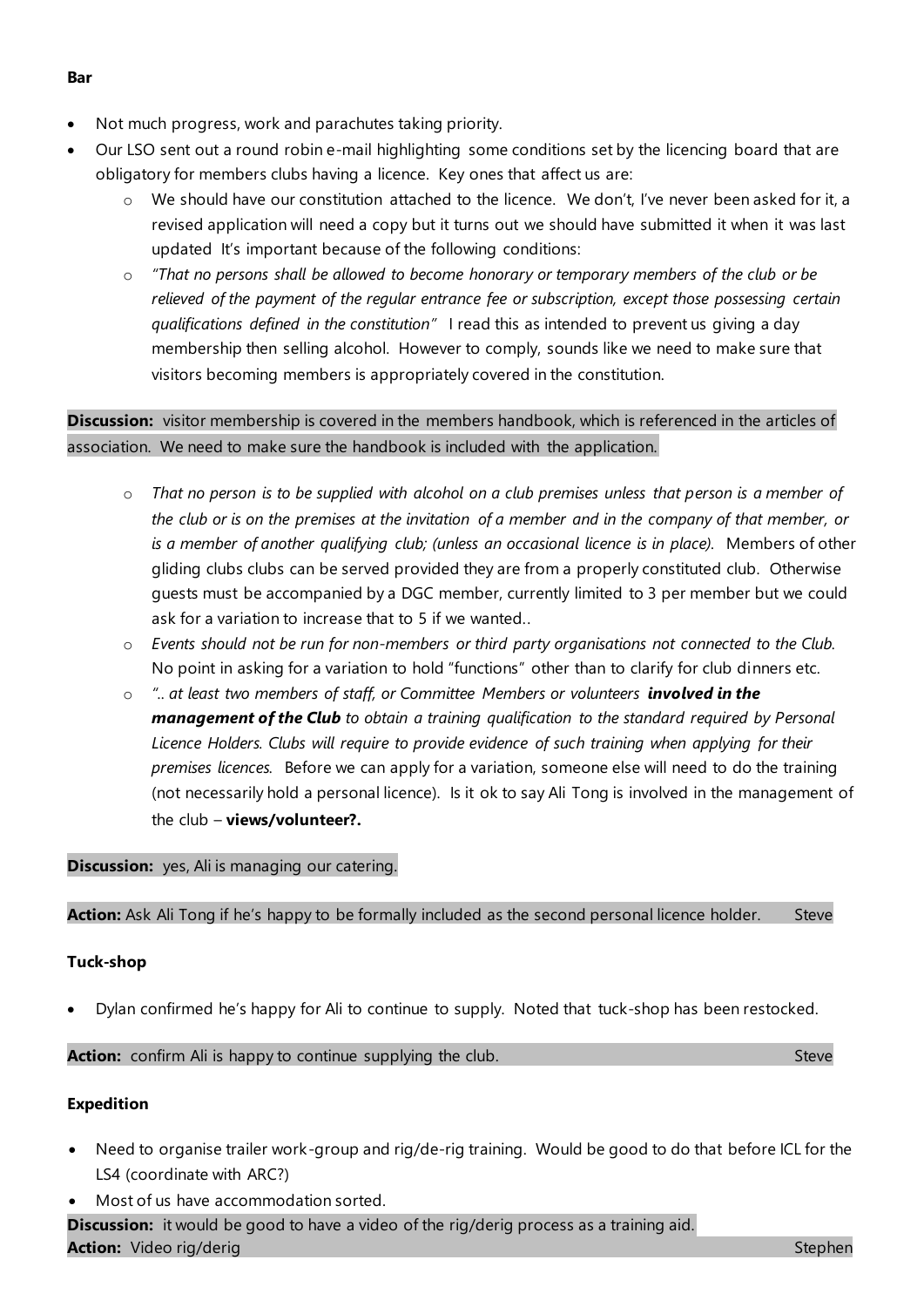**Bar**

- Not much progress, work and parachutes taking priority.
- Our LSO sent out a round robin e-mail highlighting some conditions set by the licencing board that are obligatory for members clubs having a licence. Key ones that affect us are:
    - We should have our constitution attached to the licence. We don't, I've never been asked for it, a revised application will need a copy but it turns out we should have submitted it when it was last updated It's important because of the following conditions:
    - *"That no persons shall be allowed to become honorary or temporary members of the club or be relieved of the payment of the regular entrance fee or subscription, except those possessing certain qualifications defined in the constitution"* I read this as intended to prevent us giving a day membership then selling alcohol. However to comply, sounds like we need to make sure that visitors becoming members is appropriately covered in the constitution.

**Discussion:** visitor membership is covered in the members handbook, which is referenced in the articles of association. We need to make sure the handbook is included with the application.

- 
    - *That no person is to be supplied with alcohol on a club premises unless that person is a member of the club or is on the premises at the invitation of a member and in the company of that member, or is a member of another qualifying club; (unless an occasional licence is in place).* Members of other gliding clubs clubs can be served provided they are from a properly constituted club. Otherwise guests must be accompanied by a DGC member, currently limited to 3 per member but we could ask for a variation to increase that to 5 if we wanted..
    - *Events should not be run for non-members or third party organisations not connected to the Club.* No point in asking for a variation to hold "functions" other than to clarify for club dinners etc.
    - *".. at least two members of staff, or Committee Members or volunteers **involved in the management of the Club** to obtain a training qualification to the standard required by Personal Licence Holders. Clubs will require to provide evidence of such training when applying for their premises licences.* Before we can apply for a variation, someone else will need to do the training (not necessarily hold a personal licence). Is it ok to say Ali Tong is involved in the management of the club – **views/volunteer?.**

**Discussion:** yes, Ali is managing our catering.

**Action:** Ask Ali Tong if he's happy to be formally included as the second personal licence holder. Steve

**Tuck-shop**

- Dylan confirmed he's happy for Ali to continue to supply. Noted that tuck-shop has been restocked.

**Action:** confirm Ali is happy to continue supplying the club. Steve

**Expedition**

- Need to organise trailer work-group and rig/de-rig training. Would be good to do that before ICL for the LS4 (coordinate with ARC?)
- Most of us have accommodation sorted.

**Discussion:** it would be good to have a video of the rig/derig process as a training aid.
**Action:** Video rig/derig Stephen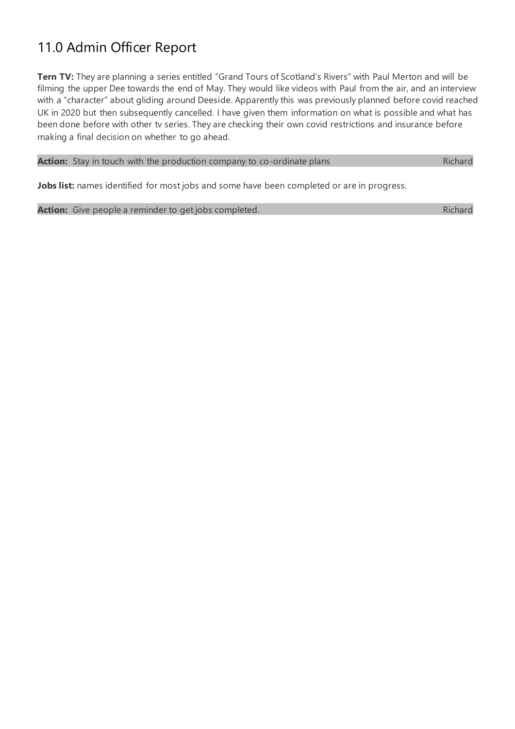## 11.0 Admin Officer Report

**Tern TV:** They are planning a series entitled "Grand Tours of Scotland's Rivers" with Paul Merton and will be filming the upper Dee towards the end of May. They would like videos with Paul from the air, and an interview with a "character" about gliding around Deeside. Apparently this was previously planned before covid reached UK in 2020 but then subsequently cancelled. I have given them information on what is possible and what has been done before with other tv series. They are checking their own covid restrictions and insurance before making a final decision on whether to go ahead.

| **Action:** Stay in touch with the production company to co-ordinate plans | Richard |
|---|---|

**Jobs list:** names identified for most jobs and some have been completed or are in progress.

| **Action:** Give people a reminder to get jobs completed. | Richard |
|---|---|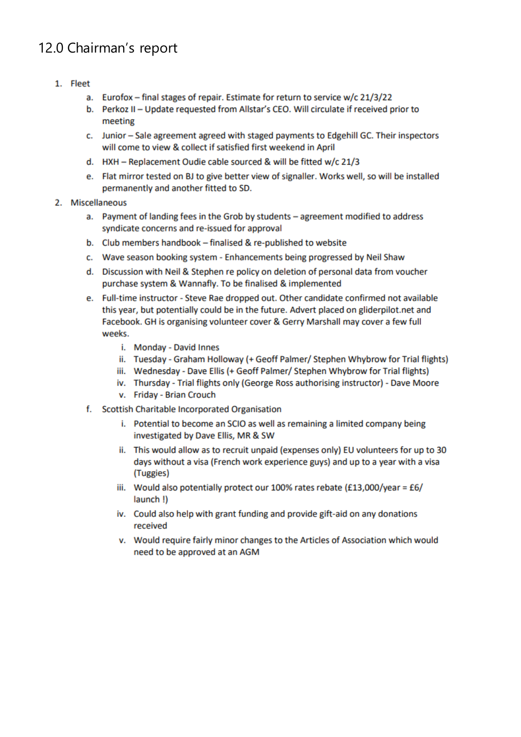## 12.0 Chairman's report

1. Fleet
   a. Eurofox – final stages of repair. Estimate for return to service w/c 21/3/22
   b. Perkoz II – Update requested from Allstar's CEO. Will circulate if received prior to meeting
   c. Junior – Sale agreement agreed with staged payments to Edgehill GC. Their inspectors will come to view & collect if satisfied first weekend in April
   d. HXH – Replacement Oudie cable sourced & will be fitted w/c 21/3
   e. Flat mirror tested on BJ to give better view of signaller. Works well, so will be installed permanently and another fitted to SD.
2. Miscellaneous
   a. Payment of landing fees in the Grob by students – agreement modified to address syndicate concerns and re-issued for approval
   b. Club members handbook – finalised & re-published to website
   c. Wave season booking system - Enhancements being progressed by Neil Shaw
   d. Discussion with Neil & Stephen re policy on deletion of personal data from voucher purchase system & Wannafly. To be finalised & implemented
   e. Full-time instructor - Steve Rae dropped out. Other candidate confirmed not available this year, but potentially could be in the future. Advert placed on gliderpilot.net and Facebook. GH is organising volunteer cover & Gerry Marshall may cover a few full weeks.
      i. Monday - David Innes
      ii. Tuesday - Graham Holloway (+ Geoff Palmer/ Stephen Whybrow for Trial flights)
      iii. Wednesday - Dave Ellis (+ Geoff Palmer/ Stephen Whybrow for Trial flights)
      iv. Thursday - Trial flights only (George Ross authorising instructor) - Dave Moore
      v. Friday - Brian Crouch
   f. Scottish Charitable Incorporated Organisation
      i. Potential to become an SCIO as well as remaining a limited company being investigated by Dave Ellis, MR & SW
      ii. This would allow as to recruit unpaid (expenses only) EU volunteers for up to 30 days without a visa (French work experience guys) and up to a year with a visa (Tuggies)
      iii. Would also potentially protect our 100% rates rebate (£13,000/year = £6/ launch !)
      iv. Could also help with grant funding and provide gift-aid on any donations received
      v. Would require fairly minor changes to the Articles of Association which would need to be approved at an AGM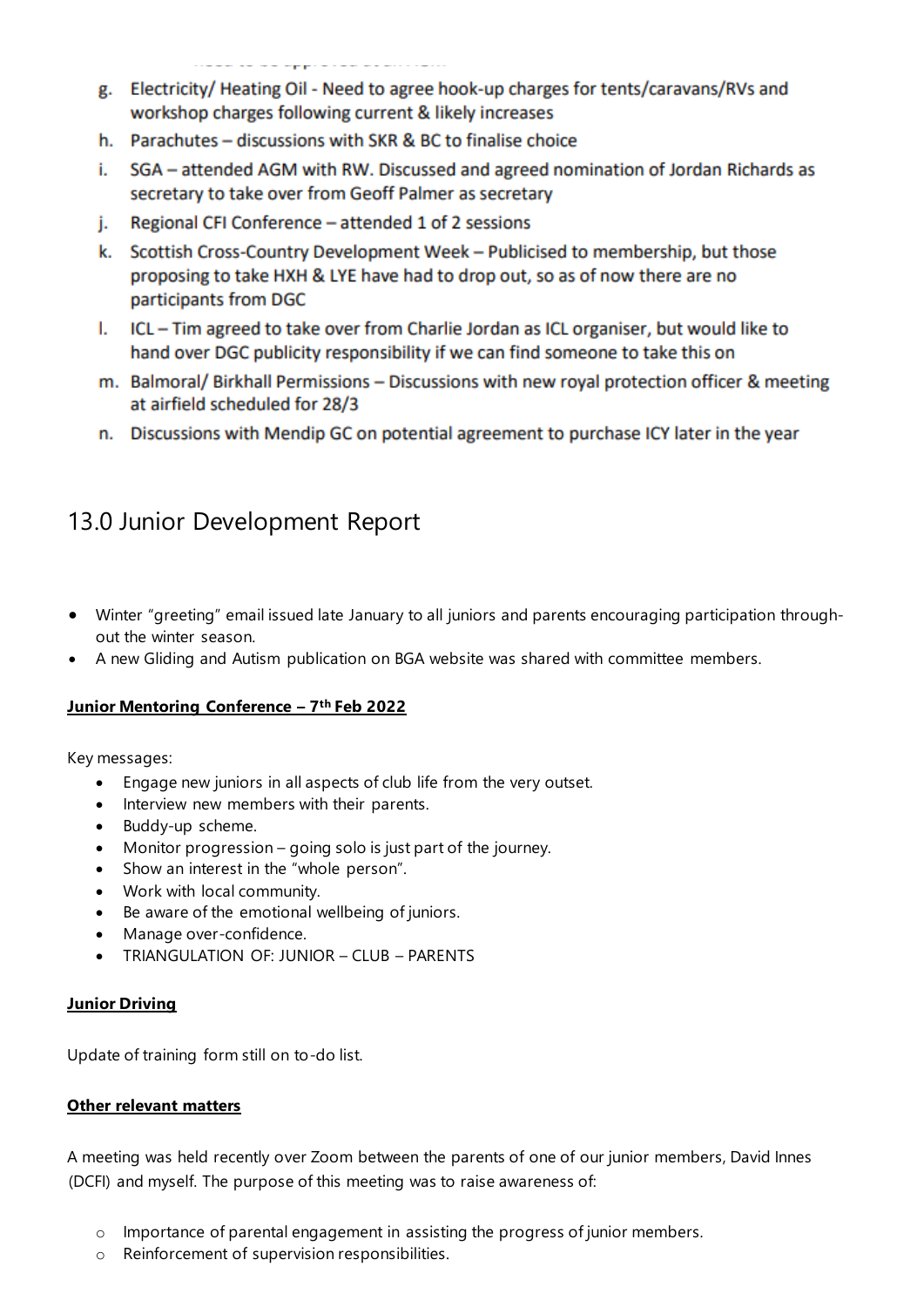g. Electricity/ Heating Oil - Need to agree hook-up charges for tents/caravans/RVs and workshop charges following current & likely increases
h. Parachutes – discussions with SKR & BC to finalise choice
i. SGA – attended AGM with RW. Discussed and agreed nomination of Jordan Richards as secretary to take over from Geoff Palmer as secretary
j. Regional CFI Conference – attended 1 of 2 sessions
k. Scottish Cross-Country Development Week – Publicised to membership, but those proposing to take HXH & LYE have had to drop out, so as of now there are no participants from DGC
l. ICL – Tim agreed to take over from Charlie Jordan as ICL organiser, but would like to hand over DGC publicity responsibility if we can find someone to take this on
m. Balmoral/ Birkhall Permissions – Discussions with new royal protection officer & meeting at airfield scheduled for 28/3
n. Discussions with Mendip GC on potential agreement to purchase ICY later in the year

## 13.0 Junior Development Report

- Winter "greeting" email issued late January to all juniors and parents encouraging participation throughout the winter season.
- A new Gliding and Autism publication on BGA website was shared with committee members.

**Junior Mentoring Conference – 7th Feb 2022**

Key messages:

- Engage new juniors in all aspects of club life from the very outset.
- Interview new members with their parents.
- Buddy-up scheme.
- Monitor progression – going solo is just part of the journey.
- Show an interest in the "whole person".
- Work with local community.
- Be aware of the emotional wellbeing of juniors.
- Manage over-confidence.
- TRIANGULATION OF: JUNIOR – CLUB – PARENTS

**Junior Driving**

Update of training form still on to-do list.

**Other relevant matters**

A meeting was held recently over Zoom between the parents of one of our junior members, David Innes (DCFI) and myself. The purpose of this meeting was to raise awareness of:

- Importance of parental engagement in assisting the progress of junior members.
- Reinforcement of supervision responsibilities.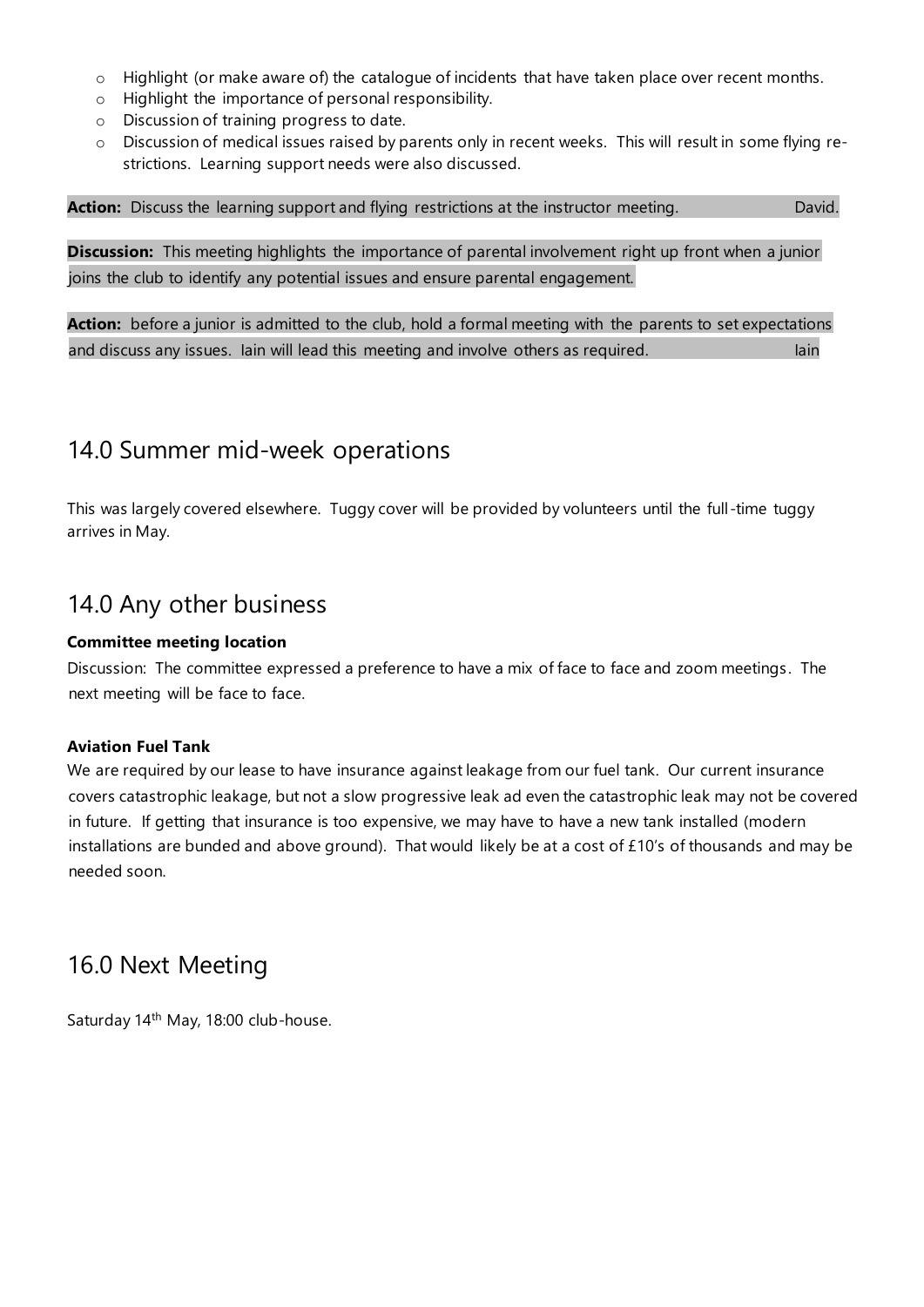- Highlight (or make aware of) the catalogue of incidents that have taken place over recent months.
- Highlight the importance of personal responsibility.
- Discussion of training progress to date.
- Discussion of medical issues raised by parents only in recent weeks. This will result in some flying restrictions. Learning support needs were also discussed.

**Action:** Discuss the learning support and flying restrictions at the instructor meeting. David.

**Discussion:** This meeting highlights the importance of parental involvement right up front when a junior joins the club to identify any potential issues and ensure parental engagement.

**Action:** before a junior is admitted to the club, hold a formal meeting with the parents to set expectations and discuss any issues. Iain will lead this meeting and involve others as required. Iain

## 14.0 Summer mid-week operations

This was largely covered elsewhere. Tuggy cover will be provided by volunteers until the full-time tuggy arrives in May.

## 14.0 Any other business

**Committee meeting location**

Discussion: The committee expressed a preference to have a mix of face to face and zoom meetings. The next meeting will be face to face.

**Aviation Fuel Tank**

We are required by our lease to have insurance against leakage from our fuel tank. Our current insurance covers catastrophic leakage, but not a slow progressive leak ad even the catastrophic leak may not be covered in future. If getting that insurance is too expensive, we may have to have a new tank installed (modern installations are bunded and above ground). That would likely be at a cost of £10's of thousands and may be needed soon.

## 16.0 Next Meeting

Saturday 14th May, 18:00 club-house.